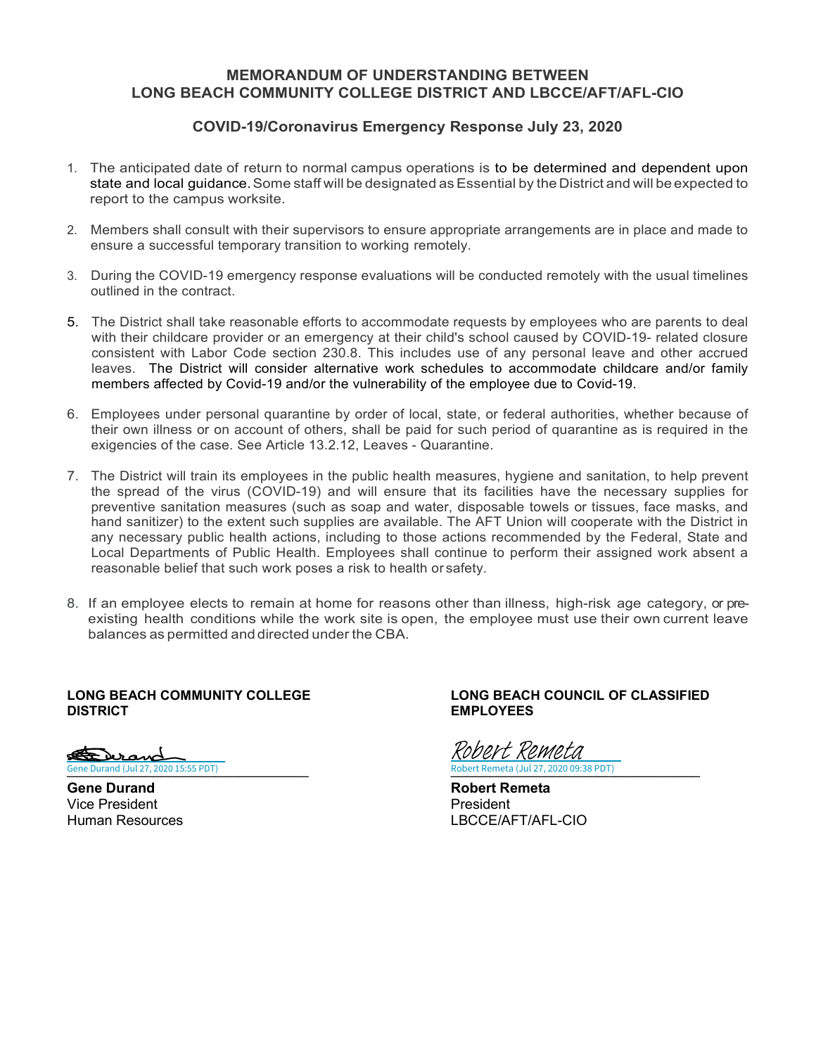# MEMORANDUM OF UNDERSTANDING BETWEEN LONG BEACH COMMUNITY COLLEGE DISTRICT AND LBCCE/AFT/AFL-CIO

## COVID-19/Coronavirus Emergency Response July 23, 2020

1. The anticipated date of return to normal campus operations is to be determined and dependent upon state and local guidance. Some staff will be designated as Essential by the District and will be expected to report to the campus worksite.

2. Members shall consult with their supervisors to ensure appropriate arrangements are in place and made to ensure a successful temporary transition to working remotely.

3. During the COVID-19 emergency response evaluations will be conducted remotely with the usual timelines outlined in the contract.

5. The District shall take reasonable efforts to accommodate requests by employees who are parents to deal with their childcare provider or an emergency at their child's school caused by COVID-19- related closure consistent with Labor Code section 230.8. This includes use of any personal leave and other accrued leaves. The District will consider alternative work schedules to accommodate childcare and/or family members affected by Covid-19 and/or the vulnerability of the employee due to Covid-19.

6. Employees under personal quarantine by order of local, state, or federal authorities, whether because of their own illness or on account of others, shall be paid for such period of quarantine as is required in the exigencies of the case. See Article 13.2.12, Leaves - Quarantine.

7. The District will train its employees in the public health measures, hygiene and sanitation, to help prevent the spread of the virus (COVID-19) and will ensure that its facilities have the necessary supplies for preventive sanitation measures (such as soap and water, disposable towels or tissues, face masks, and hand sanitizer) to the extent such supplies are available. The AFT Union will cooperate with the District in any necessary public health actions, including to those actions recommended by the Federal, State and Local Departments of Public Health. Employees shall continue to perform their assigned work absent a reasonable belief that such work poses a risk to health or safety.

8. If an employee elects to remain at home for reasons other than illness, high-risk age category, or pre-existing health conditions while the work site is open, the employee must use their own current leave balances as permitted and directed under the CBA.

**LONG BEACH COMMUNITY COLLEGE DISTRICT**

Gene Durand (Jul 27, 2020 15:55 PDT)

**Gene Durand**
Vice President
Human Resources

**LONG BEACH COUNCIL OF CLASSIFIED EMPLOYEES**

Robert Remeta (Jul 27, 2020 09:38 PDT)

**Robert Remeta**
President
LBCCE/AFT/AFL-CIO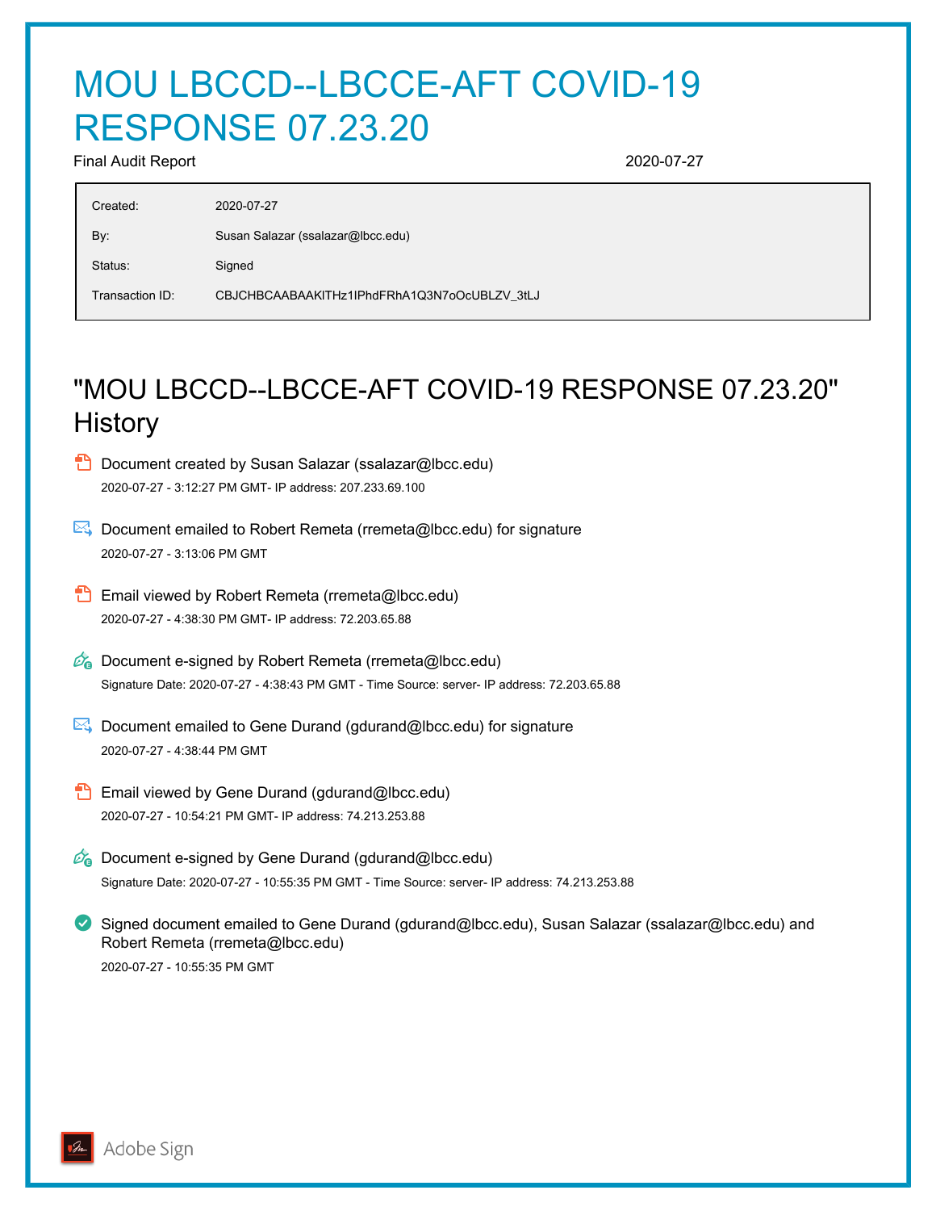# MOU LBCCD--LBCCE-AFT COVID-19 RESPONSE 07.23.20

Final Audit Report 2020-07-27

| | |
|---|---|
| Created: | 2020-07-27 |
| By: | Susan Salazar (ssalazar@lbcc.edu) |
| Status: | Signed |
| Transaction ID: | CBJCHBCAABAAKlTHz1IPhdFRhA1Q3N7oOcUBLZV_3tLJ |

## "MOU LBCCD--LBCCE-AFT COVID-19 RESPONSE 07.23.20" History

- Document created by Susan Salazar (ssalazar@lbcc.edu)
  2020-07-27 - 3:12:27 PM GMT- IP address: 207.233.69.100

- Document emailed to Robert Remeta (rremeta@lbcc.edu) for signature
  2020-07-27 - 3:13:06 PM GMT

- Email viewed by Robert Remeta (rremeta@lbcc.edu)
  2020-07-27 - 4:38:30 PM GMT- IP address: 72.203.65.88

- Document e-signed by Robert Remeta (rremeta@lbcc.edu)
  Signature Date: 2020-07-27 - 4:38:43 PM GMT - Time Source: server- IP address: 72.203.65.88

- Document emailed to Gene Durand (gdurand@lbcc.edu) for signature
  2020-07-27 - 4:38:44 PM GMT

- Email viewed by Gene Durand (gdurand@lbcc.edu)
  2020-07-27 - 10:54:21 PM GMT- IP address: 74.213.253.88

- Document e-signed by Gene Durand (gdurand@lbcc.edu)
  Signature Date: 2020-07-27 - 10:55:35 PM GMT - Time Source: server- IP address: 74.213.253.88

- Signed document emailed to Gene Durand (gdurand@lbcc.edu), Susan Salazar (ssalazar@lbcc.edu) and Robert Remeta (rremeta@lbcc.edu)
  2020-07-27 - 10:55:35 PM GMT

Adobe Sign